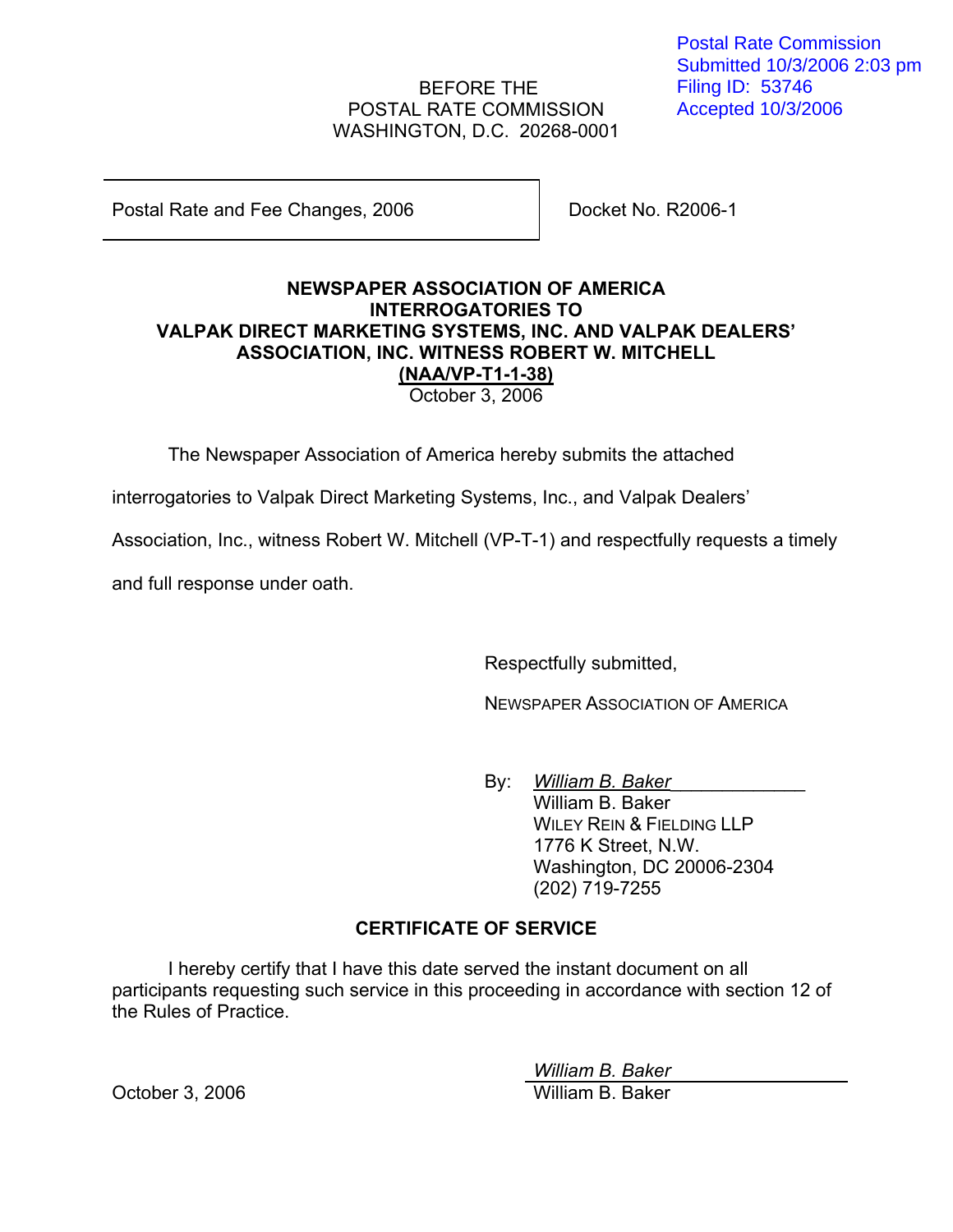Postal Rate Commission
Submitted 10/3/2006 2:03 pm
Filing ID: 53746
Accepted 10/3/2006

BEFORE THE
POSTAL RATE COMMISSION
WASHINGTON, D.C. 20268-0001

| Postal Rate and Fee Changes, 2006 | Docket No. R2006-1 |
| --- | --- |

**NEWSPAPER ASSOCIATION OF AMERICA**
**INTERROGATORIES TO**
**VALPAK DIRECT MARKETING SYSTEMS, INC. AND VALPAK DEALERS' ASSOCIATION, INC. WITNESS ROBERT W. MITCHELL**
**(NAA/VP-T1-1-38)**
October 3, 2006

The Newspaper Association of America hereby submits the attached interrogatories to Valpak Direct Marketing Systems, Inc., and Valpak Dealers' Association, Inc., witness Robert W. Mitchell (VP-T-1) and respectfully requests a timely and full response under oath.

Respectfully submitted,

NEWSPAPER ASSOCIATION OF AMERICA

By: *William B. Baker*
William B. Baker
WILEY REIN & FIELDING LLP
1776 K Street, N.W.
Washington, DC 20006-2304
(202) 719-7255

**CERTIFICATE OF SERVICE**

I hereby certify that I have this date served the instant document on all participants requesting such service in this proceeding in accordance with section 12 of the Rules of Practice.

*William B. Baker*
William B. Baker

October 3, 2006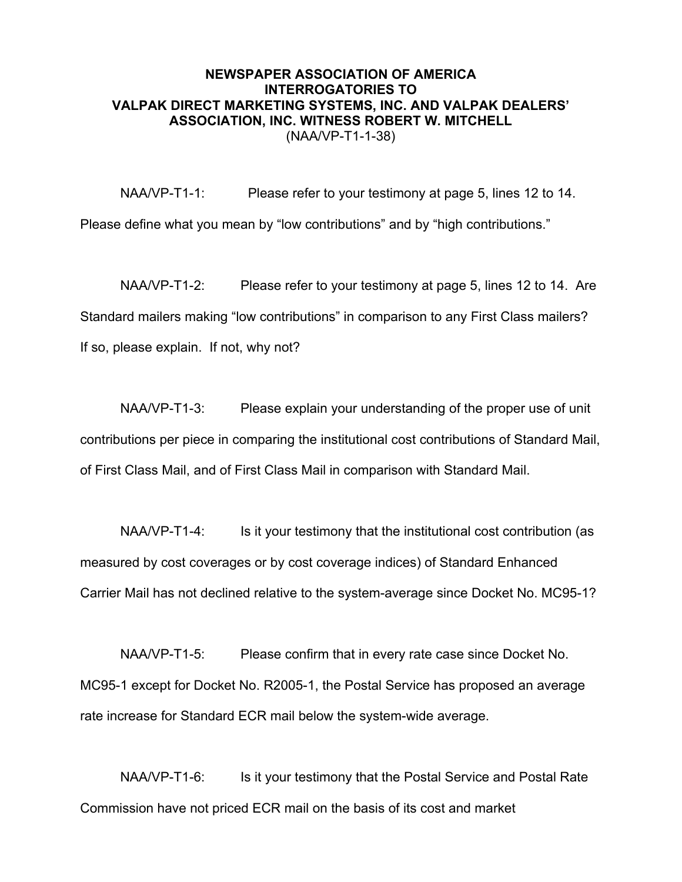**NEWSPAPER ASSOCIATION OF AMERICA INTERROGATORIES TO VALPAK DIRECT MARKETING SYSTEMS, INC. AND VALPAK DEALERS' ASSOCIATION, INC. WITNESS ROBERT W. MITCHELL**
(NAA/VP-T1-1-38)

NAA/VP-T1-1: Please refer to your testimony at page 5, lines 12 to 14. Please define what you mean by "low contributions" and by "high contributions."

NAA/VP-T1-2: Please refer to your testimony at page 5, lines 12 to 14. Are Standard mailers making "low contributions" in comparison to any First Class mailers? If so, please explain. If not, why not?

NAA/VP-T1-3: Please explain your understanding of the proper use of unit contributions per piece in comparing the institutional cost contributions of Standard Mail, of First Class Mail, and of First Class Mail in comparison with Standard Mail.

NAA/VP-T1-4: Is it your testimony that the institutional cost contribution (as measured by cost coverages or by cost coverage indices) of Standard Enhanced Carrier Mail has not declined relative to the system-average since Docket No. MC95-1?

NAA/VP-T1-5: Please confirm that in every rate case since Docket No. MC95-1 except for Docket No. R2005-1, the Postal Service has proposed an average rate increase for Standard ECR mail below the system-wide average.

NAA/VP-T1-6: Is it your testimony that the Postal Service and Postal Rate Commission have not priced ECR mail on the basis of its cost and market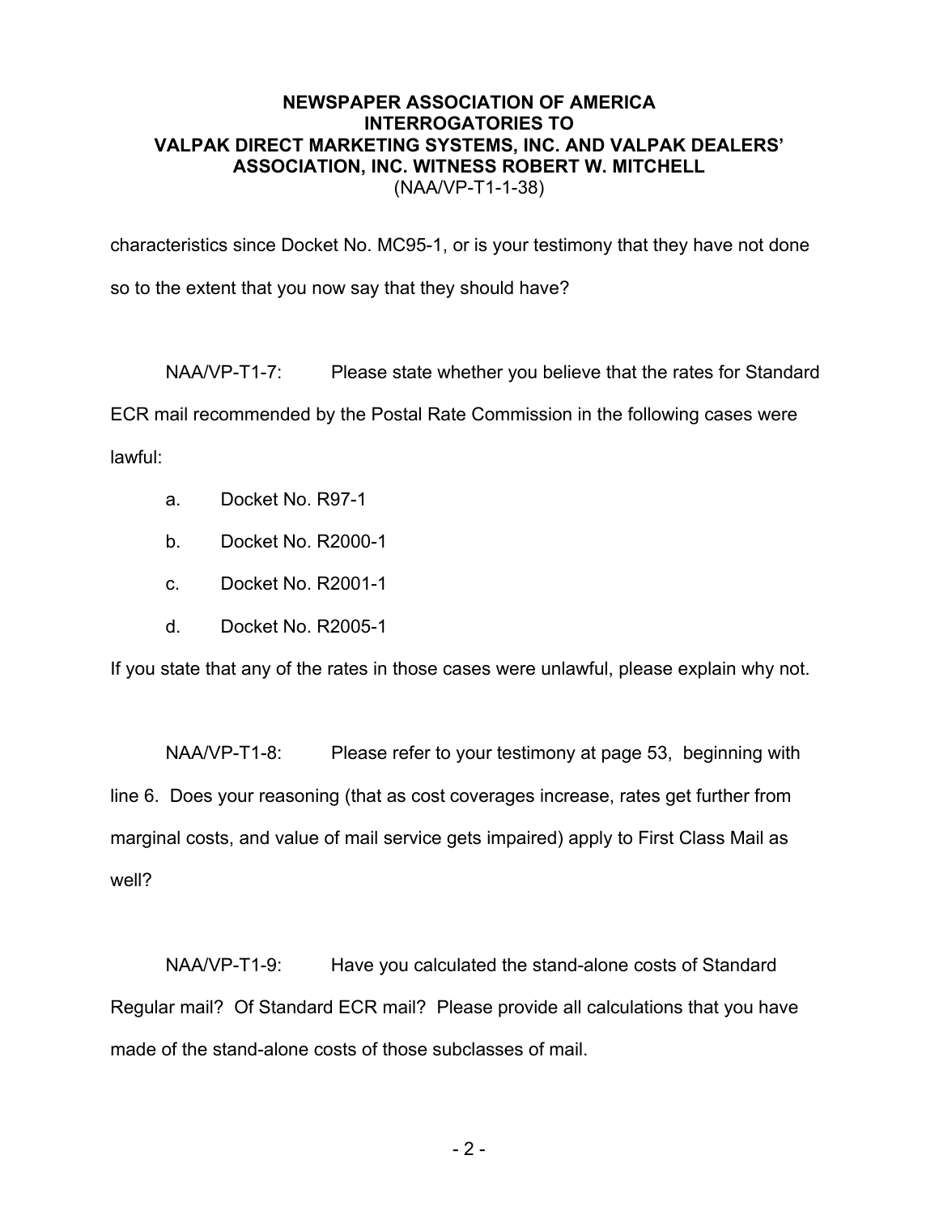characteristics since Docket No. MC95-1, or is your testimony that they have not done so to the extent that you now say that they should have?

NAA/VP-T1-7: Please state whether you believe that the rates for Standard ECR mail recommended by the Postal Rate Commission in the following cases were lawful:

a. Docket No. R97-1

b. Docket No. R2000-1

c. Docket No. R2001-1

d. Docket No. R2005-1

If you state that any of the rates in those cases were unlawful, please explain why not.

NAA/VP-T1-8: Please refer to your testimony at page 53, beginning with line 6. Does your reasoning (that as cost coverages increase, rates get further from marginal costs, and value of mail service gets impaired) apply to First Class Mail as well?

NAA/VP-T1-9: Have you calculated the stand-alone costs of Standard Regular mail? Of Standard ECR mail? Please provide all calculations that you have made of the stand-alone costs of those subclasses of mail.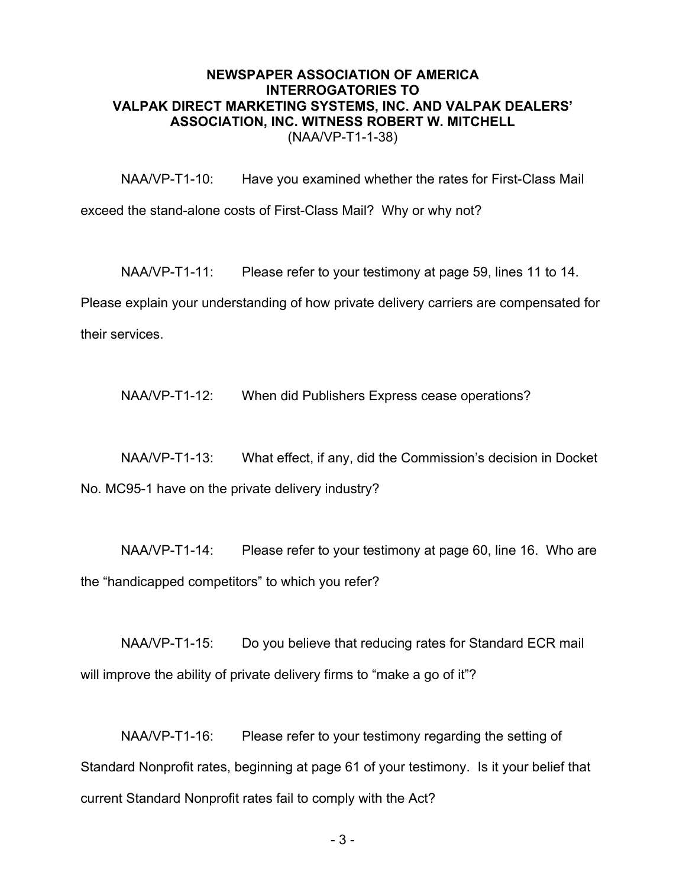**NEWSPAPER ASSOCIATION OF AMERICA**
**INTERROGATORIES TO**
**VALPAK DIRECT MARKETING SYSTEMS, INC. AND VALPAK DEALERS' ASSOCIATION, INC. WITNESS ROBERT W. MITCHELL**
(NAA/VP-T1-1-38)

NAA/VP-T1-10: Have you examined whether the rates for First-Class Mail exceed the stand-alone costs of First-Class Mail? Why or why not?

NAA/VP-T1-11: Please refer to your testimony at page 59, lines 11 to 14. Please explain your understanding of how private delivery carriers are compensated for their services.

NAA/VP-T1-12: When did Publishers Express cease operations?

NAA/VP-T1-13: What effect, if any, did the Commission's decision in Docket No. MC95-1 have on the private delivery industry?

NAA/VP-T1-14: Please refer to your testimony at page 60, line 16. Who are the "handicapped competitors" to which you refer?

NAA/VP-T1-15: Do you believe that reducing rates for Standard ECR mail will improve the ability of private delivery firms to "make a go of it"?

NAA/VP-T1-16: Please refer to your testimony regarding the setting of Standard Nonprofit rates, beginning at page 61 of your testimony. Is it your belief that current Standard Nonprofit rates fail to comply with the Act?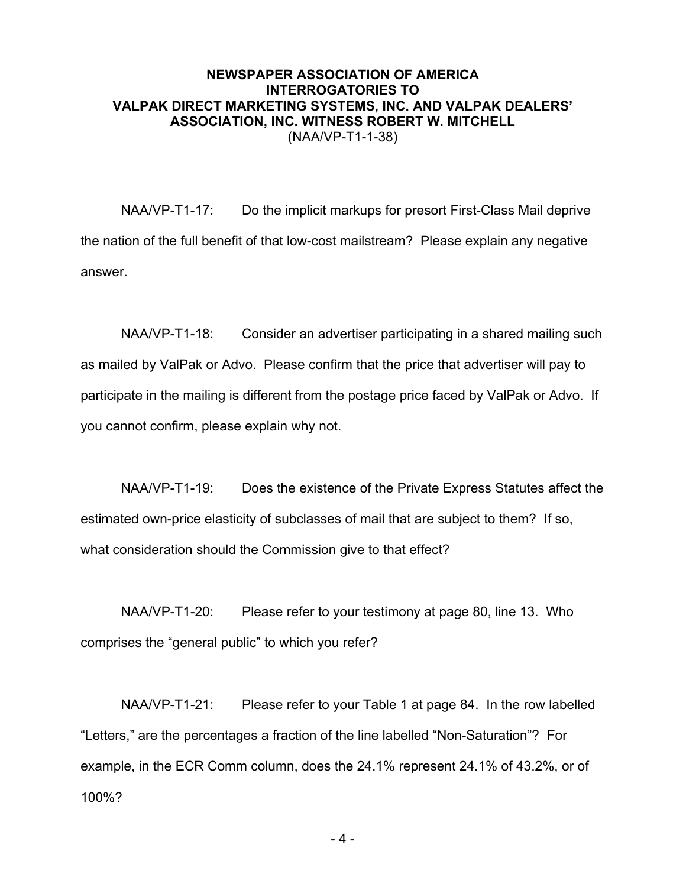**NEWSPAPER ASSOCIATION OF AMERICA INTERROGATORIES TO VALPAK DIRECT MARKETING SYSTEMS, INC. AND VALPAK DEALERS' ASSOCIATION, INC. WITNESS ROBERT W. MITCHELL**
(NAA/VP-T1-1-38)

NAA/VP-T1-17: Do the implicit markups for presort First-Class Mail deprive the nation of the full benefit of that low-cost mailstream? Please explain any negative answer.

NAA/VP-T1-18: Consider an advertiser participating in a shared mailing such as mailed by ValPak or Advo. Please confirm that the price that advertiser will pay to participate in the mailing is different from the postage price faced by ValPak or Advo. If you cannot confirm, please explain why not.

NAA/VP-T1-19: Does the existence of the Private Express Statutes affect the estimated own-price elasticity of subclasses of mail that are subject to them? If so, what consideration should the Commission give to that effect?

NAA/VP-T1-20: Please refer to your testimony at page 80, line 13. Who comprises the "general public" to which you refer?

NAA/VP-T1-21: Please refer to your Table 1 at page 84. In the row labelled "Letters," are the percentages a fraction of the line labelled "Non-Saturation"? For example, in the ECR Comm column, does the 24.1% represent 24.1% of 43.2%, or of 100%?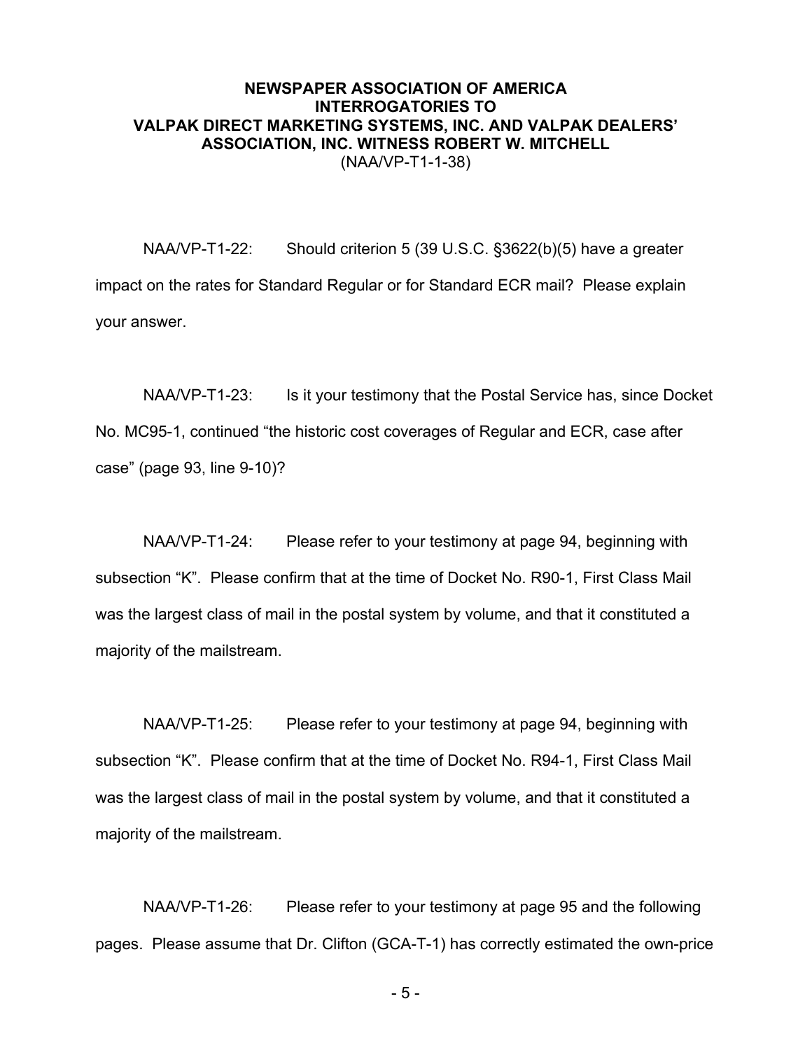**NEWSPAPER ASSOCIATION OF AMERICA INTERROGATORIES TO VALPAK DIRECT MARKETING SYSTEMS, INC. AND VALPAK DEALERS' ASSOCIATION, INC. WITNESS ROBERT W. MITCHELL**
(NAA/VP-T1-1-38)

NAA/VP-T1-22: Should criterion 5 (39 U.S.C. §3622(b)(5) have a greater impact on the rates for Standard Regular or for Standard ECR mail? Please explain your answer.

NAA/VP-T1-23: Is it your testimony that the Postal Service has, since Docket No. MC95-1, continued "the historic cost coverages of Regular and ECR, case after case" (page 93, line 9-10)?

NAA/VP-T1-24: Please refer to your testimony at page 94, beginning with subsection "K". Please confirm that at the time of Docket No. R90-1, First Class Mail was the largest class of mail in the postal system by volume, and that it constituted a majority of the mailstream.

NAA/VP-T1-25: Please refer to your testimony at page 94, beginning with subsection "K". Please confirm that at the time of Docket No. R94-1, First Class Mail was the largest class of mail in the postal system by volume, and that it constituted a majority of the mailstream.

NAA/VP-T1-26: Please refer to your testimony at page 95 and the following pages. Please assume that Dr. Clifton (GCA-T-1) has correctly estimated the own-price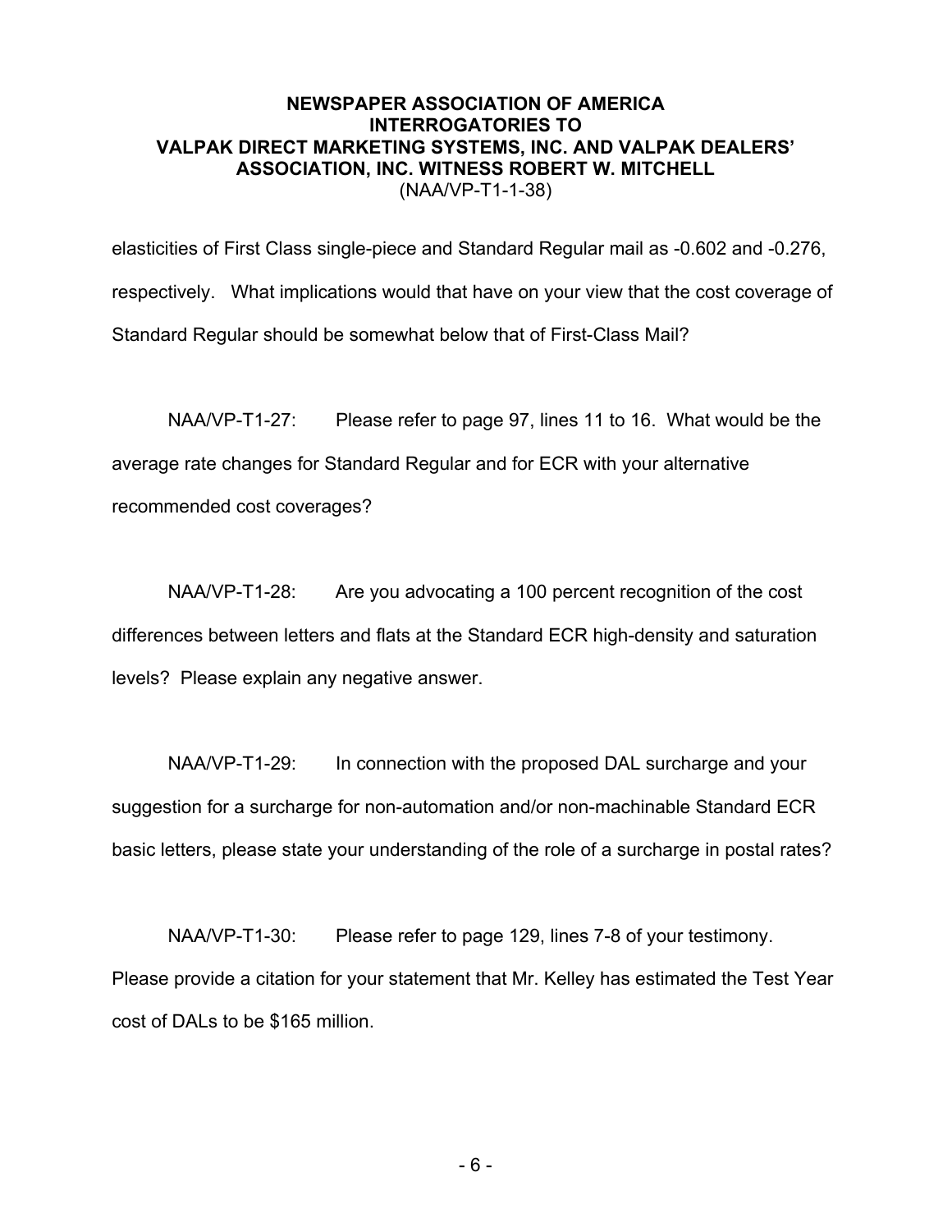elasticities of First Class single-piece and Standard Regular mail as -0.602 and -0.276, respectively. What implications would that have on your view that the cost coverage of Standard Regular should be somewhat below that of First-Class Mail?

NAA/VP-T1-27: Please refer to page 97, lines 11 to 16. What would be the average rate changes for Standard Regular and for ECR with your alternative recommended cost coverages?

NAA/VP-T1-28: Are you advocating a 100 percent recognition of the cost differences between letters and flats at the Standard ECR high-density and saturation levels? Please explain any negative answer.

NAA/VP-T1-29: In connection with the proposed DAL surcharge and your suggestion for a surcharge for non-automation and/or non-machinable Standard ECR basic letters, please state your understanding of the role of a surcharge in postal rates?

NAA/VP-T1-30: Please refer to page 129, lines 7-8 of your testimony. Please provide a citation for your statement that Mr. Kelley has estimated the Test Year cost of DALs to be $165 million.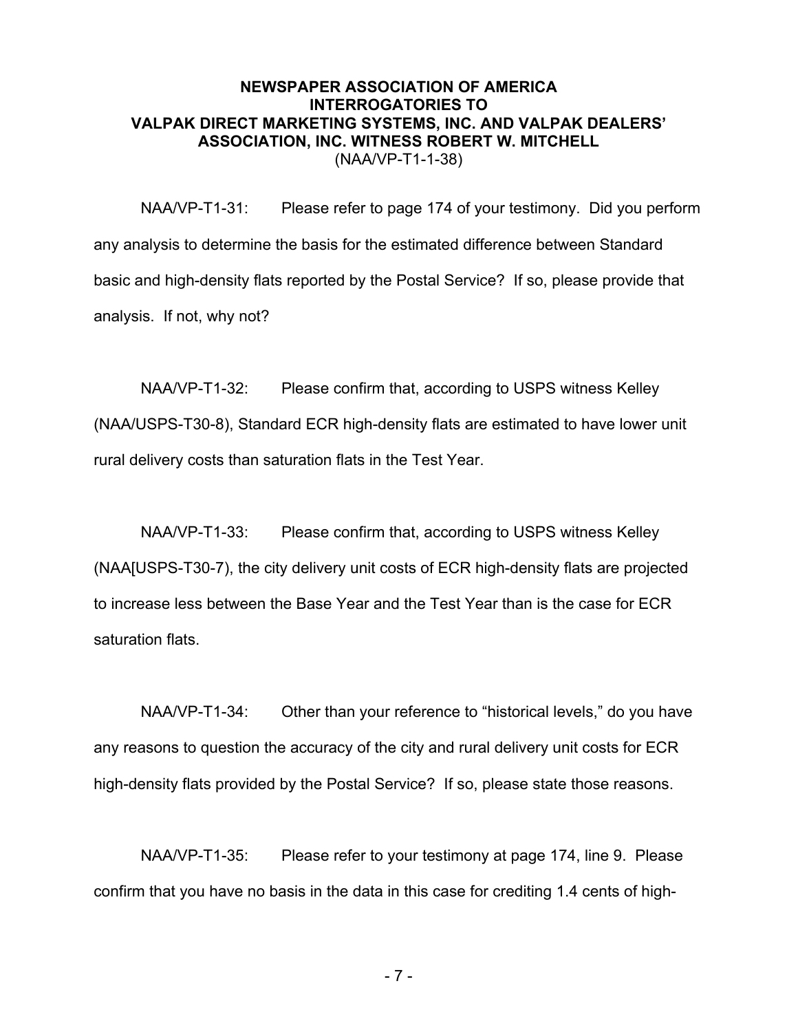**NEWSPAPER ASSOCIATION OF AMERICA INTERROGATORIES TO VALPAK DIRECT MARKETING SYSTEMS, INC. AND VALPAK DEALERS' ASSOCIATION, INC. WITNESS ROBERT W. MITCHELL**
(NAA/VP-T1-1-38)

NAA/VP-T1-31: Please refer to page 174 of your testimony. Did you perform any analysis to determine the basis for the estimated difference between Standard basic and high-density flats reported by the Postal Service? If so, please provide that analysis. If not, why not?

NAA/VP-T1-32: Please confirm that, according to USPS witness Kelley (NAA/USPS-T30-8), Standard ECR high-density flats are estimated to have lower unit rural delivery costs than saturation flats in the Test Year.

NAA/VP-T1-33: Please confirm that, according to USPS witness Kelley (NAA[USPS-T30-7), the city delivery unit costs of ECR high-density flats are projected to increase less between the Base Year and the Test Year than is the case for ECR saturation flats.

NAA/VP-T1-34: Other than your reference to "historical levels," do you have any reasons to question the accuracy of the city and rural delivery unit costs for ECR high-density flats provided by the Postal Service? If so, please state those reasons.

NAA/VP-T1-35: Please refer to your testimony at page 174, line 9. Please confirm that you have no basis in the data in this case for crediting 1.4 cents of high-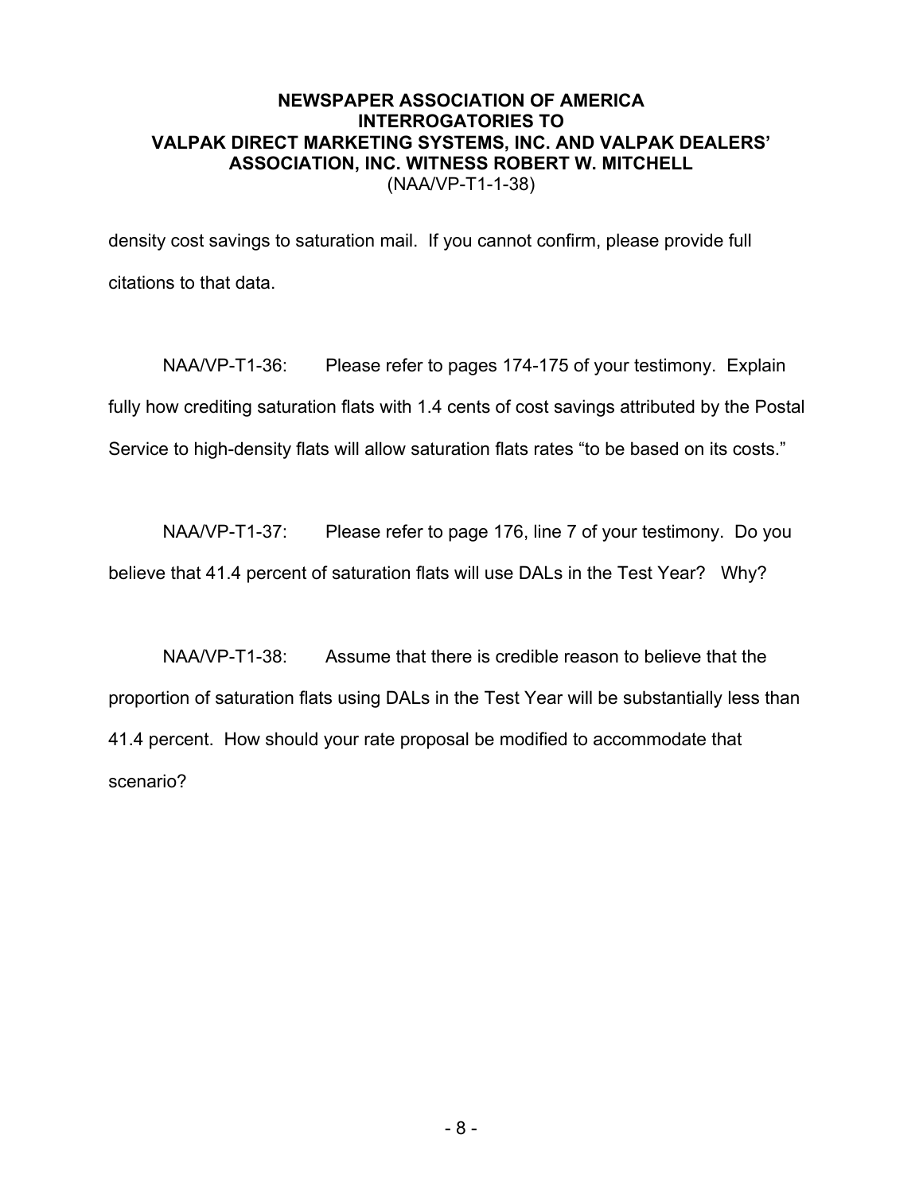density cost savings to saturation mail. If you cannot confirm, please provide full citations to that data.

NAA/VP-T1-36: Please refer to pages 174-175 of your testimony. Explain fully how crediting saturation flats with 1.4 cents of cost savings attributed by the Postal Service to high-density flats will allow saturation flats rates "to be based on its costs."

NAA/VP-T1-37: Please refer to page 176, line 7 of your testimony. Do you believe that 41.4 percent of saturation flats will use DALs in the Test Year? Why?

NAA/VP-T1-38: Assume that there is credible reason to believe that the proportion of saturation flats using DALs in the Test Year will be substantially less than 41.4 percent. How should your rate proposal be modified to accommodate that scenario?